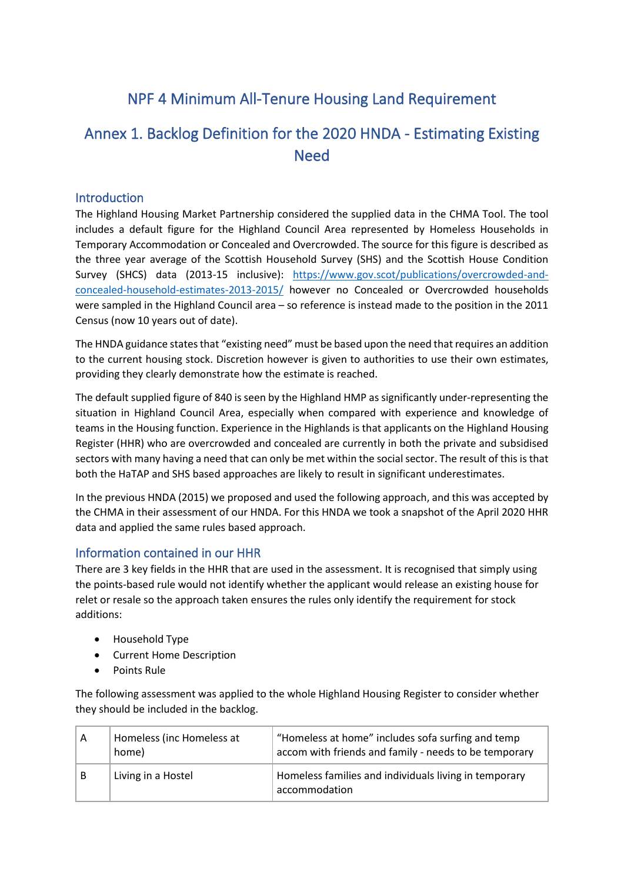# NPF 4 Minimum All-Tenure Housing Land Requirement

# Annex 1. Backlog Definition for the 2020 HNDA - Estimating Existing Need

## Introduction

The Highland Housing Market Partnership considered the supplied data in the CHMA Tool. The tool includes a default figure for the Highland Council Area represented by Homeless Households in Temporary Accommodation or Concealed and Overcrowded. The source for this figure is described as the three year average of the Scottish Household Survey (SHS) and the Scottish House Condition Survey (SHCS) data (2013-15 inclusive): [https://www.gov.scot/publications/overcrowded-and-concealed-household-estimates-2013-2015/](https://www.gov.scot/publications/overcrowded-and-concealed-household-estimates-2013-2015/) however no Concealed or Overcrowded households were sampled in the Highland Council area – so reference is instead made to the position in the 2011 Census (now 10 years out of date).

The HNDA guidance states that "existing need" must be based upon the need that requires an addition to the current housing stock. Discretion however is given to authorities to use their own estimates, providing they clearly demonstrate how the estimate is reached.

The default supplied figure of 840 is seen by the Highland HMP as significantly under-representing the situation in Highland Council Area, especially when compared with experience and knowledge of teams in the Housing function. Experience in the Highlands is that applicants on the Highland Housing Register (HHR) who are overcrowded and concealed are currently in both the private and subsidised sectors with many having a need that can only be met within the social sector. The result of this is that both the HaTAP and SHS based approaches are likely to result in significant underestimates.

In the previous HNDA (2015) we proposed and used the following approach, and this was accepted by the CHMA in their assessment of our HNDA. For this HNDA we took a snapshot of the April 2020 HHR data and applied the same rules based approach.

## Information contained in our HHR

There are 3 key fields in the HHR that are used in the assessment. It is recognised that simply using the points-based rule would not identify whether the applicant would release an existing house for relet or resale so the approach taken ensures the rules only identify the requirement for stock additions:

- Household Type
- Current Home Description
- Points Rule

The following assessment was applied to the whole Highland Housing Register to consider whether they should be included in the backlog.

| | | |
|---|---|---|
| A | Homeless (inc Homeless at home) | "Homeless at home" includes sofa surfing and temp accom with friends and family - needs to be temporary |
| B | Living in a Hostel | Homeless families and individuals living in temporary accommodation |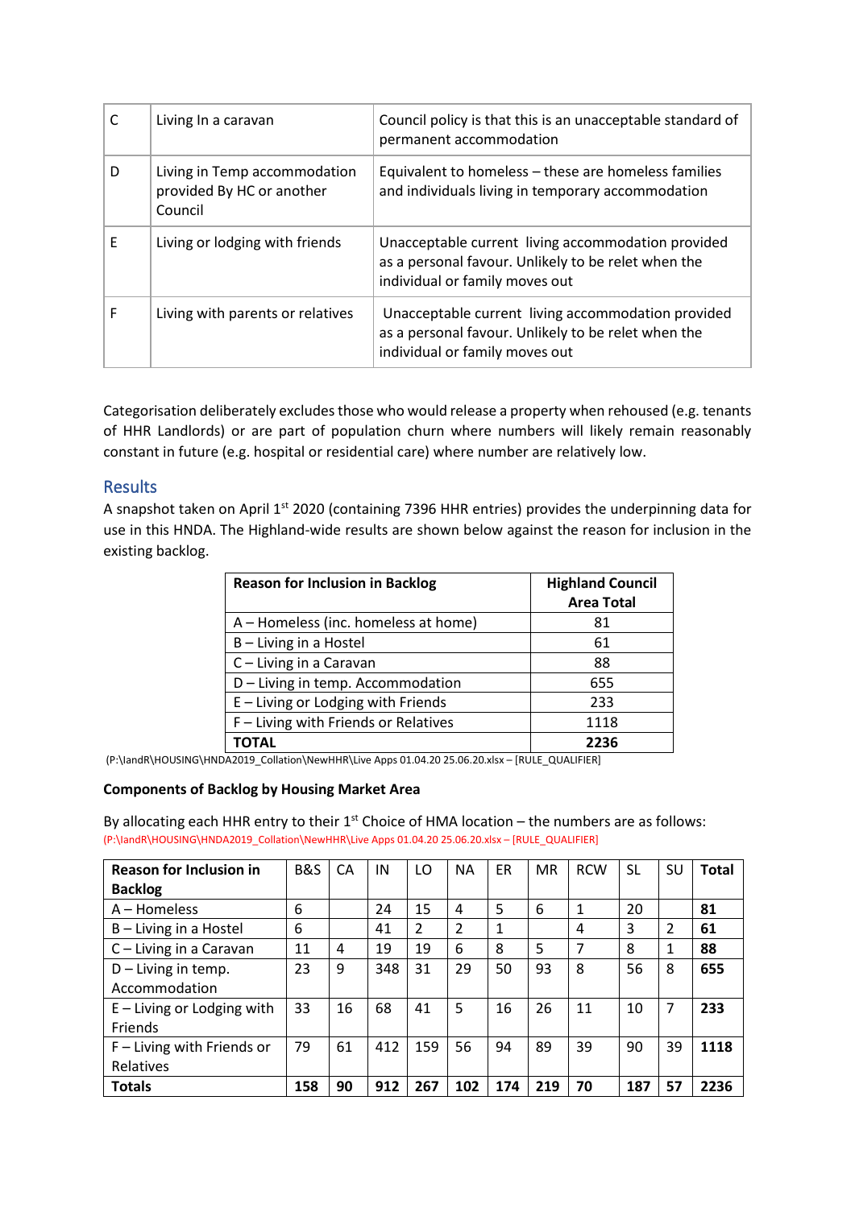| | | |
|---|---|---|
| C | Living In a caravan | Council policy is that this is an unacceptable standard of permanent accommodation |
| D | Living in Temp accommodation provided By HC or another Council | Equivalent to homeless – these are homeless families and individuals living in temporary accommodation |
| E | Living or lodging with friends | Unacceptable current living accommodation provided as a personal favour. Unlikely to be relet when the individual or family moves out |
| F | Living with parents or relatives | Unacceptable current living accommodation provided as a personal favour. Unlikely to be relet when the individual or family moves out |

Categorisation deliberately excludes those who would release a property when rehoused (e.g. tenants of HHR Landlords) or are part of population churn where numbers will likely remain reasonably constant in future (e.g. hospital or residential care) where number are relatively low.

## Results

A snapshot taken on April 1st 2020 (containing 7396 HHR entries) provides the underpinning data for use in this HNDA. The Highland-wide results are shown below against the reason for inclusion in the existing backlog.

| Reason for Inclusion in Backlog | Highland Council Area Total |
|---|---|
| A – Homeless (inc. homeless at home) | 81 |
| B – Living in a Hostel | 61 |
| C – Living in a Caravan | 88 |
| D – Living in temp. Accommodation | 655 |
| E – Living or Lodging with Friends | 233 |
| F – Living with Friends or Relatives | 1118 |
| **TOTAL** | **2236** |

(P:\landR\HOUSING\HNDA2019_Collation\NewHHR\Live Apps 01.04.20 25.06.20.xlsx – [RULE_QUALIFIER]

**Components of Backlog by Housing Market Area**

By allocating each HHR entry to their 1st Choice of HMA location – the numbers are as follows:

(P:\landR\HOUSING\HNDA2019_Collation\NewHHR\Live Apps 01.04.20 25.06.20.xlsx – [RULE_QUALIFIER]

| Reason for Inclusion in Backlog | B&S | CA | IN | LO | NA | ER | MR | RCW | SL | SU | Total |
|---|---|---|---|---|---|---|---|---|---|---|---|
| A – Homeless | 6 | | 24 | 15 | 4 | 5 | 6 | 1 | 20 | | **81** |
| B – Living in a Hostel | 6 | | 41 | 2 | 2 | 1 | | 4 | 3 | 2 | **61** |
| C – Living in a Caravan | 11 | 4 | 19 | 19 | 6 | 8 | 5 | 7 | 8 | 1 | **88** |
| D – Living in temp. Accommodation | 23 | 9 | 348 | 31 | 29 | 50 | 93 | 8 | 56 | 8 | **655** |
| E – Living or Lodging with Friends | 33 | 16 | 68 | 41 | 5 | 16 | 26 | 11 | 10 | 7 | **233** |
| F – Living with Friends or Relatives | 79 | 61 | 412 | 159 | 56 | 94 | 89 | 39 | 90 | 39 | **1118** |
| **Totals** | **158** | **90** | **912** | **267** | **102** | **174** | **219** | **70** | **187** | **57** | **2236** |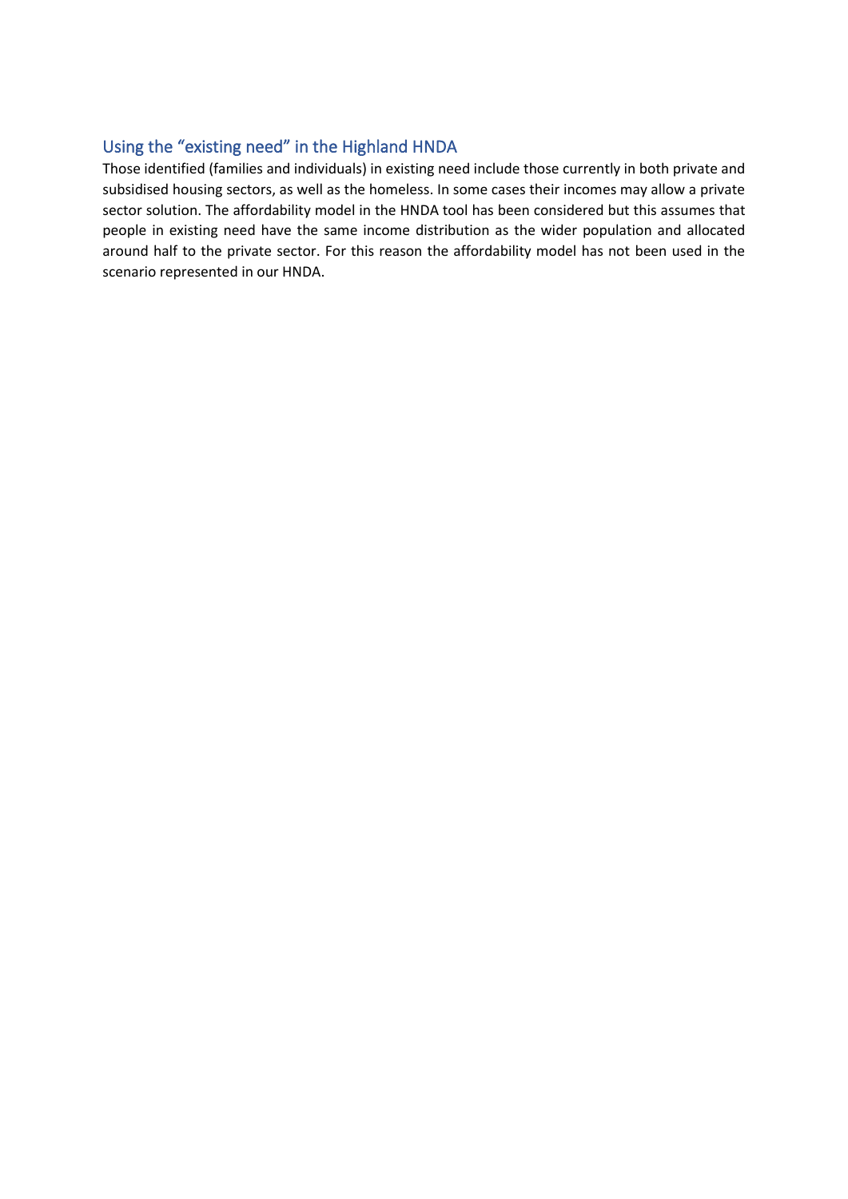## Using the "existing need" in the Highland HNDA

Those identified (families and individuals) in existing need include those currently in both private and subsidised housing sectors, as well as the homeless. In some cases their incomes may allow a private sector solution. The affordability model in the HNDA tool has been considered but this assumes that people in existing need have the same income distribution as the wider population and allocated around half to the private sector. For this reason the affordability model has not been used in the scenario represented in our HNDA.